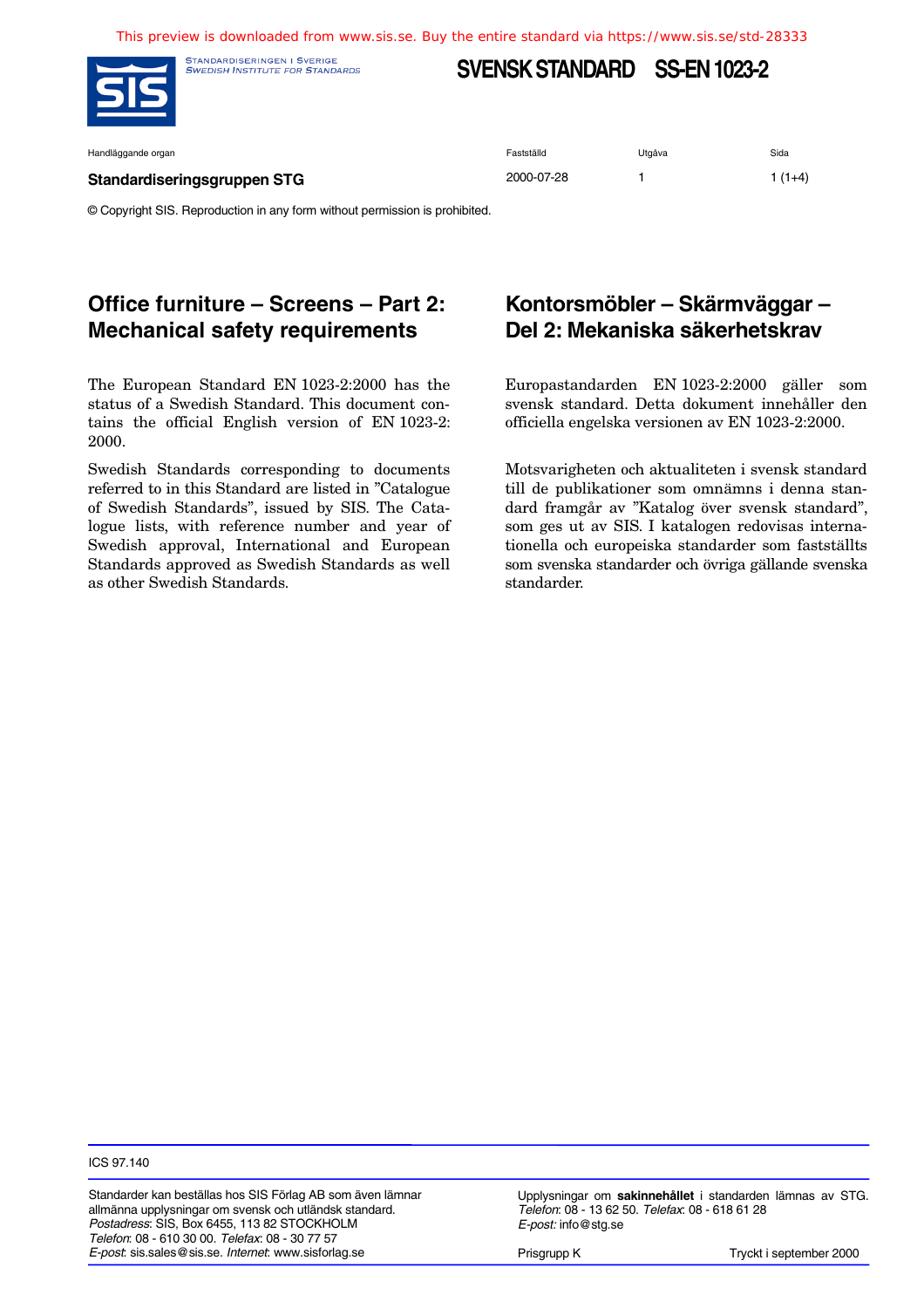This preview is downloaded from www.sis.se. Buy the entire standard via https://www.sis.se/std-28333

STANDARDISERINGEN I SVERIGE
SWEDISH INSTITUTE FOR STANDARDS

# SVENSK STANDARD SS-EN 1023-2

| Handläggande organ | Fastställd | Utgåva | Sida |
|---|---|---|---|
| **Standardiseringsgruppen STG** | 2000-07-28 | 1 | 1 (1+4) |

© Copyright SIS. Reproduction in any form without permission is prohibited.

## Office furniture – Screens – Part 2: Mechanical safety requirements

The European Standard EN 1023-2:2000 has the status of a Swedish Standard. This document contains the official English version of EN 1023-2:2000.

Swedish Standards corresponding to documents referred to in this Standard are listed in "Catalogue of Swedish Standards", issued by SIS. The Catalogue lists, with reference number and year of Swedish approval, International and European Standards approved as Swedish Standards as well as other Swedish Standards.

## Kontorsmöbler – Skärmväggar – Del 2: Mekaniska säkerhetskrav

Europastandarden EN 1023-2:2000 gäller som svensk standard. Detta dokument innehåller den officiella engelska versionen av EN 1023-2:2000.

Motsvarigheten och aktualiteten i svensk standard till de publikationer som omnämns i denna standard framgår av "Katalog över svensk standard", som ges ut av SIS. I katalogen redovisas internationella och europeiska standarder som fastställts som svenska standarder och övriga gällande svenska standarder.

ICS 97.140

Standarder kan beställas hos SIS Förlag AB som även lämnar allmänna upplysningar om svensk och utländsk standard.
*Postadress*: SIS, Box 6455, 113 82 STOCKHOLM
*Telefon*: 08 - 610 30 00. *Telefax*: 08 - 30 77 57
*E-post*: sis.sales@sis.se. *Internet*: www.sisforlag.se

Upplysningar om **sakinnehållet** i standarden lämnas av STG.
*Telefon*: 08 - 13 62 50. *Telefax*: 08 - 618 61 28
*E-post:* info@stg.se

Prisgrupp K

Tryckt i september 2000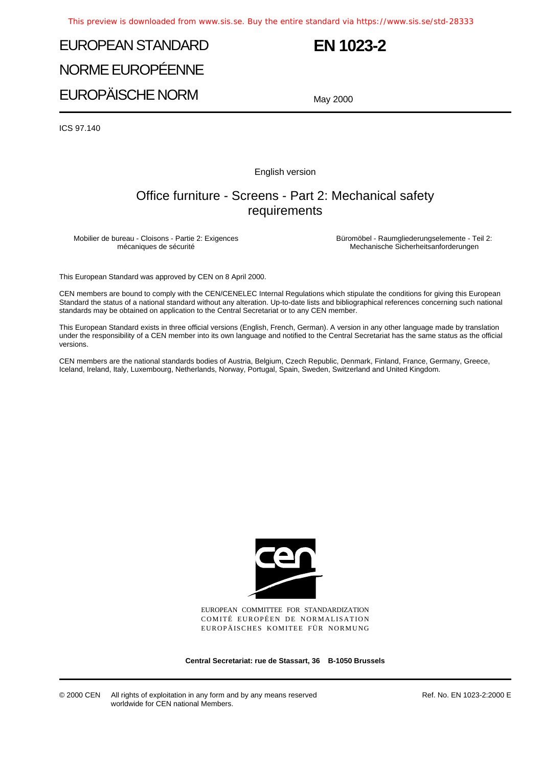# EUROPEAN STANDARD

# NORME EUROPÉENNE

# EUROPÄISCHE NORM

# EN 1023-2

May 2000

ICS 97.140

English version

## Office furniture - Screens - Part 2: Mechanical safety requirements

Mobilier de bureau - Cloisons - Partie 2: Exigences mécaniques de sécurité

Büromöbel - Raumgliederungselemente - Teil 2: Mechanische Sicherheitsanforderungen

This European Standard was approved by CEN on 8 April 2000.

CEN members are bound to comply with the CEN/CENELEC Internal Regulations which stipulate the conditions for giving this European Standard the status of a national standard without any alteration. Up-to-date lists and bibliographical references concerning such national standards may be obtained on application to the Central Secretariat or to any CEN member.

This European Standard exists in three official versions (English, French, German). A version in any other language made by translation under the responsibility of a CEN member into its own language and notified to the Central Secretariat has the same status as the official versions.

CEN members are the national standards bodies of Austria, Belgium, Czech Republic, Denmark, Finland, France, Germany, Greece, Iceland, Ireland, Italy, Luxembourg, Netherlands, Norway, Portugal, Spain, Sweden, Switzerland and United Kingdom.

EUROPEAN COMMITTEE FOR STANDARDIZATION
COMITÉ EUROPÉEN DE NORMALISATION
EUROPÄISCHES KOMITEE FÜR NORMUNG

**Central Secretariat: rue de Stassart, 36 B-1050 Brussels**

© 2000 CEN All rights of exploitation in any form and by any means reserved worldwide for CEN national Members.

Ref. No. EN 1023-2:2000 E